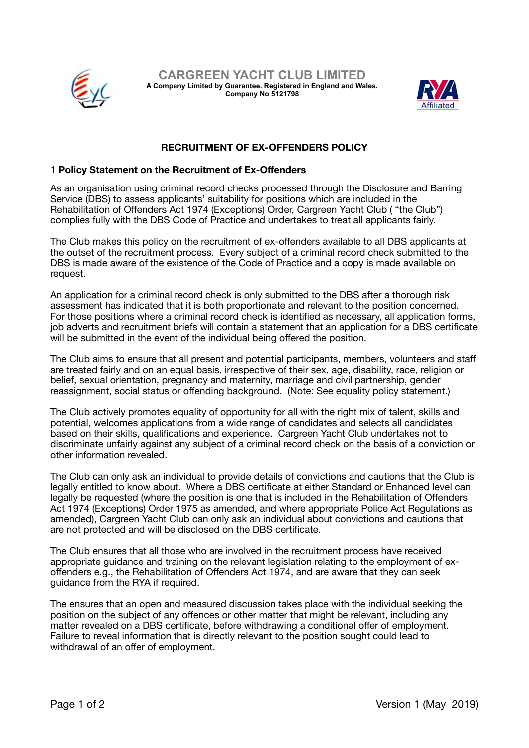# CARGREEN YACHT CLUB LIMITED

**A Company Limited by Guarantee. Registered in England and Wales. Company No 5121798**

## RECRUITMENT OF EX-OFFENDERS POLICY

### 1 Policy Statement on the Recruitment of Ex-Offenders

As an organisation using criminal record checks processed through the Disclosure and Barring Service (DBS) to assess applicants' suitability for positions which are included in the Rehabilitation of Offenders Act 1974 (Exceptions) Order, Cargreen Yacht Club ( "the Club") complies fully with the DBS Code of Practice and undertakes to treat all applicants fairly.

The Club makes this policy on the recruitment of ex-offenders available to all DBS applicants at the outset of the recruitment process. Every subject of a criminal record check submitted to the DBS is made aware of the existence of the Code of Practice and a copy is made available on request.

An application for a criminal record check is only submitted to the DBS after a thorough risk assessment has indicated that it is both proportionate and relevant to the position concerned. For those positions where a criminal record check is identified as necessary, all application forms, job adverts and recruitment briefs will contain a statement that an application for a DBS certificate will be submitted in the event of the individual being offered the position.

The Club aims to ensure that all present and potential participants, members, volunteers and staff are treated fairly and on an equal basis, irrespective of their sex, age, disability, race, religion or belief, sexual orientation, pregnancy and maternity, marriage and civil partnership, gender reassignment, social status or offending background. (Note: See equality policy statement.)

The Club actively promotes equality of opportunity for all with the right mix of talent, skills and potential, welcomes applications from a wide range of candidates and selects all candidates based on their skills, qualifications and experience. Cargreen Yacht Club undertakes not to discriminate unfairly against any subject of a criminal record check on the basis of a conviction or other information revealed.

The Club can only ask an individual to provide details of convictions and cautions that the Club is legally entitled to know about. Where a DBS certificate at either Standard or Enhanced level can legally be requested (where the position is one that is included in the Rehabilitation of Offenders Act 1974 (Exceptions) Order 1975 as amended, and where appropriate Police Act Regulations as amended), Cargreen Yacht Club can only ask an individual about convictions and cautions that are not protected and will be disclosed on the DBS certificate.

The Club ensures that all those who are involved in the recruitment process have received appropriate guidance and training on the relevant legislation relating to the employment of ex-offenders e.g., the Rehabilitation of Offenders Act 1974, and are aware that they can seek guidance from the RYA if required.

The ensures that an open and measured discussion takes place with the individual seeking the position on the subject of any offences or other matter that might be relevant, including any matter revealed on a DBS certificate, before withdrawing a conditional offer of employment. Failure to reveal information that is directly relevant to the position sought could lead to withdrawal of an offer of employment.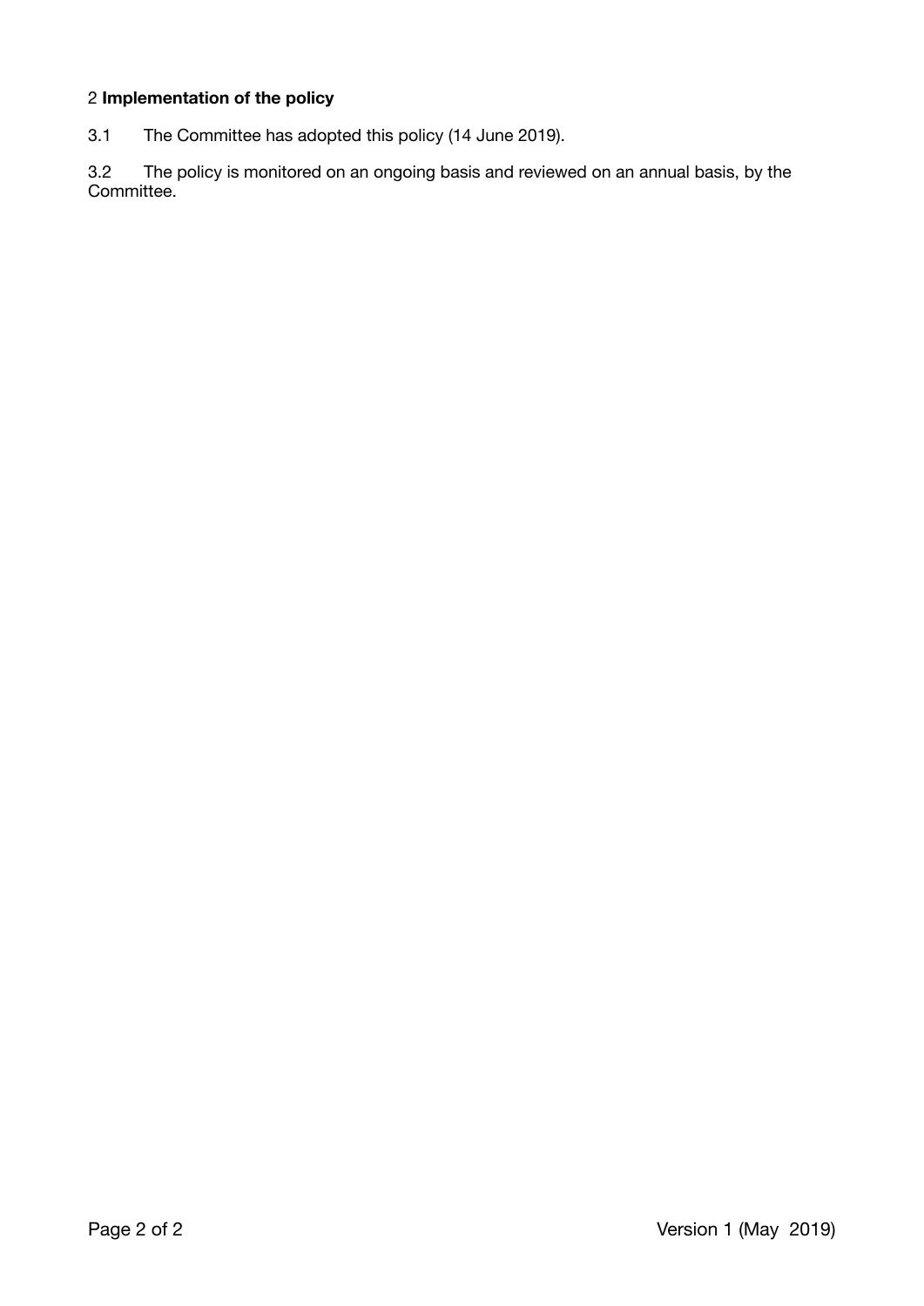## 2 **Implementation of the policy**

3.1 The Committee has adopted this policy (14 June 2019).

3.2 The policy is monitored on an ongoing basis and reviewed on an annual basis, by the Committee.